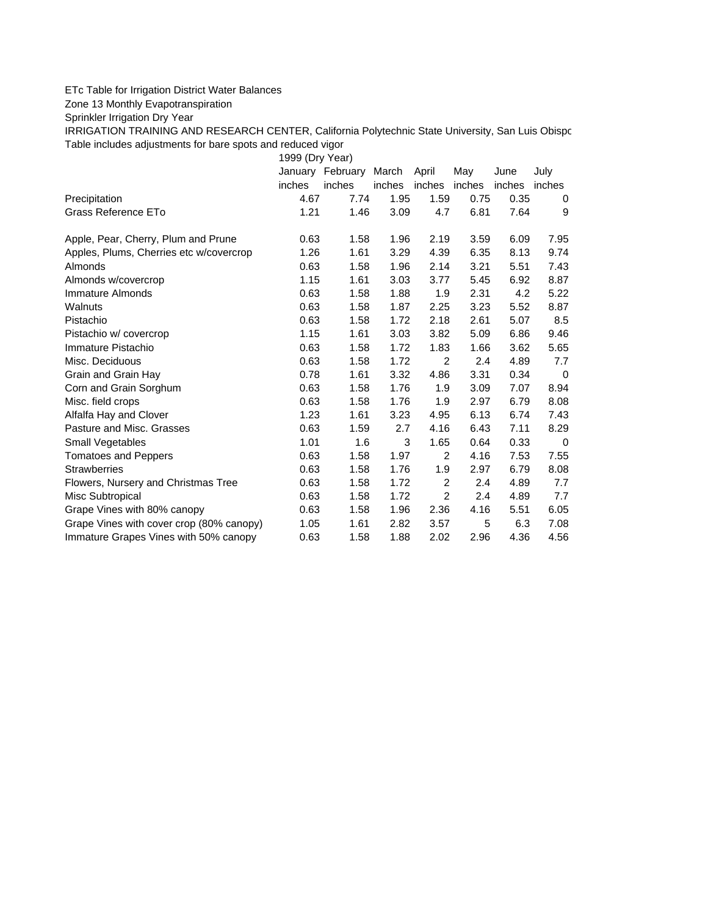ETc Table for Irrigation District Water Balances

Zone 13 Monthly Evapotranspiration

Sprinkler Irrigation Dry Year

IRRIGATION TRAINING AND RESEARCH CENTER, California Polytechnic State University, San Luis Obispo

Table includes adjustments for bare spots and reduced vigor

| | 1999 (Dry Year) | | | | | | |
|---|---|---|---|---|---|---|---|
| | January | February | March | April | May | June | July |
| | inches | inches | inches | inches | inches | inches | inches |
| Precipitation | 4.67 | 7.74 | 1.95 | 1.59 | 0.75 | 0.35 | 0 |
| Grass Reference ETo | 1.21 | 1.46 | 3.09 | 4.7 | 6.81 | 7.64 | 9 |
| | | | | | | | |
| Apple, Pear, Cherry, Plum and Prune | 0.63 | 1.58 | 1.96 | 2.19 | 3.59 | 6.09 | 7.95 |
| Apples, Plums, Cherries etc w/covercrop | 1.26 | 1.61 | 3.29 | 4.39 | 6.35 | 8.13 | 9.74 |
| Almonds | 0.63 | 1.58 | 1.96 | 2.14 | 3.21 | 5.51 | 7.43 |
| Almonds w/covercrop | 1.15 | 1.61 | 3.03 | 3.77 | 5.45 | 6.92 | 8.87 |
| Immature Almonds | 0.63 | 1.58 | 1.88 | 1.9 | 2.31 | 4.2 | 5.22 |
| Walnuts | 0.63 | 1.58 | 1.87 | 2.25 | 3.23 | 5.52 | 8.87 |
| Pistachio | 0.63 | 1.58 | 1.72 | 2.18 | 2.61 | 5.07 | 8.5 |
| Pistachio w/ covercrop | 1.15 | 1.61 | 3.03 | 3.82 | 5.09 | 6.86 | 9.46 |
| Immature Pistachio | 0.63 | 1.58 | 1.72 | 1.83 | 1.66 | 3.62 | 5.65 |
| Misc. Deciduous | 0.63 | 1.58 | 1.72 | 2 | 2.4 | 4.89 | 7.7 |
| Grain and Grain Hay | 0.78 | 1.61 | 3.32 | 4.86 | 3.31 | 0.34 | 0 |
| Corn and Grain Sorghum | 0.63 | 1.58 | 1.76 | 1.9 | 3.09 | 7.07 | 8.94 |
| Misc. field crops | 0.63 | 1.58 | 1.76 | 1.9 | 2.97 | 6.79 | 8.08 |
| Alfalfa Hay and Clover | 1.23 | 1.61 | 3.23 | 4.95 | 6.13 | 6.74 | 7.43 |
| Pasture and Misc. Grasses | 0.63 | 1.59 | 2.7 | 4.16 | 6.43 | 7.11 | 8.29 |
| Small Vegetables | 1.01 | 1.6 | 3 | 1.65 | 0.64 | 0.33 | 0 |
| Tomatoes and Peppers | 0.63 | 1.58 | 1.97 | 2 | 4.16 | 7.53 | 7.55 |
| Strawberries | 0.63 | 1.58 | 1.76 | 1.9 | 2.97 | 6.79 | 8.08 |
| Flowers, Nursery and Christmas Tree | 0.63 | 1.58 | 1.72 | 2 | 2.4 | 4.89 | 7.7 |
| Misc Subtropical | 0.63 | 1.58 | 1.72 | 2 | 2.4 | 4.89 | 7.7 |
| Grape Vines with 80% canopy | 0.63 | 1.58 | 1.96 | 2.36 | 4.16 | 5.51 | 6.05 |
| Grape Vines with cover crop (80% canopy) | 1.05 | 1.61 | 2.82 | 3.57 | 5 | 6.3 | 7.08 |
| Immature Grapes Vines with 50% canopy | 0.63 | 1.58 | 1.88 | 2.02 | 2.96 | 4.36 | 4.56 |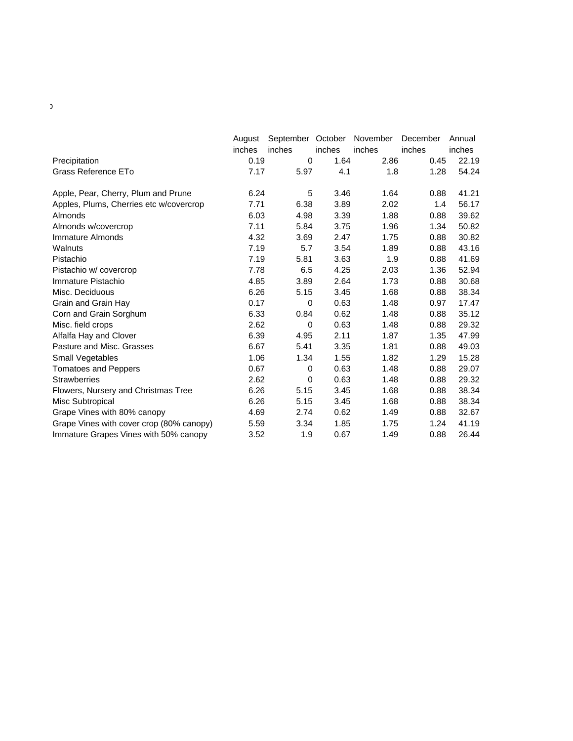)

| | August inches | September inches | October inches | November inches | December inches | Annual inches |
|---|---|---|---|---|---|---|
| Precipitation | 0.19 | 0 | 1.64 | 2.86 | 0.45 | 22.19 |
| Grass Reference ETo | 7.17 | 5.97 | 4.1 | 1.8 | 1.28 | 54.24 |
| | | | | | | |
| Apple, Pear, Cherry, Plum and Prune | 6.24 | 5 | 3.46 | 1.64 | 0.88 | 41.21 |
| Apples, Plums, Cherries etc w/covercrop | 7.71 | 6.38 | 3.89 | 2.02 | 1.4 | 56.17 |
| Almonds | 6.03 | 4.98 | 3.39 | 1.88 | 0.88 | 39.62 |
| Almonds w/covercrop | 7.11 | 5.84 | 3.75 | 1.96 | 1.34 | 50.82 |
| Immature Almonds | 4.32 | 3.69 | 2.47 | 1.75 | 0.88 | 30.82 |
| Walnuts | 7.19 | 5.7 | 3.54 | 1.89 | 0.88 | 43.16 |
| Pistachio | 7.19 | 5.81 | 3.63 | 1.9 | 0.88 | 41.69 |
| Pistachio w/ covercrop | 7.78 | 6.5 | 4.25 | 2.03 | 1.36 | 52.94 |
| Immature Pistachio | 4.85 | 3.89 | 2.64 | 1.73 | 0.88 | 30.68 |
| Misc. Deciduous | 6.26 | 5.15 | 3.45 | 1.68 | 0.88 | 38.34 |
| Grain and Grain Hay | 0.17 | 0 | 0.63 | 1.48 | 0.97 | 17.47 |
| Corn and Grain Sorghum | 6.33 | 0.84 | 0.62 | 1.48 | 0.88 | 35.12 |
| Misc. field crops | 2.62 | 0 | 0.63 | 1.48 | 0.88 | 29.32 |
| Alfalfa Hay and Clover | 6.39 | 4.95 | 2.11 | 1.87 | 1.35 | 47.99 |
| Pasture and Misc. Grasses | 6.67 | 5.41 | 3.35 | 1.81 | 0.88 | 49.03 |
| Small Vegetables | 1.06 | 1.34 | 1.55 | 1.82 | 1.29 | 15.28 |
| Tomatoes and Peppers | 0.67 | 0 | 0.63 | 1.48 | 0.88 | 29.07 |
| Strawberries | 2.62 | 0 | 0.63 | 1.48 | 0.88 | 29.32 |
| Flowers, Nursery and Christmas Tree | 6.26 | 5.15 | 3.45 | 1.68 | 0.88 | 38.34 |
| Misc Subtropical | 6.26 | 5.15 | 3.45 | 1.68 | 0.88 | 38.34 |
| Grape Vines with 80% canopy | 4.69 | 2.74 | 0.62 | 1.49 | 0.88 | 32.67 |
| Grape Vines with cover crop (80% canopy) | 5.59 | 3.34 | 1.85 | 1.75 | 1.24 | 41.19 |
| Immature Grapes Vines with 50% canopy | 3.52 | 1.9 | 0.67 | 1.49 | 0.88 | 26.44 |